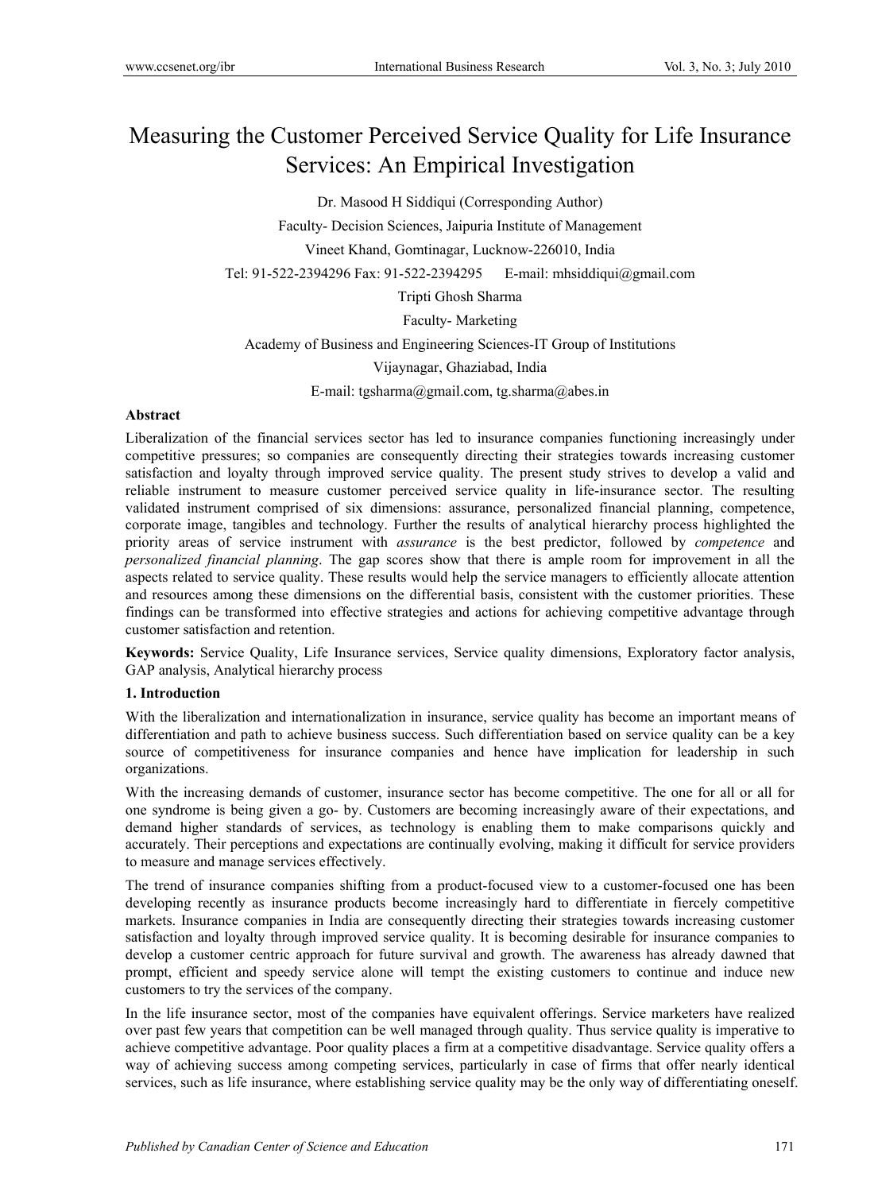# Measuring the Customer Perceived Service Quality for Life Insurance Services: An Empirical Investigation

Dr. Masood H Siddiqui (Corresponding Author)

Faculty- Decision Sciences, Jaipuria Institute of Management

Vineet Khand, Gomtinagar, Lucknow-226010, India

Tel: 91-522-2394296 Fax: 91-522-2394295 E-mail: mhsiddiqui@gmail.com

Tripti Ghosh Sharma

Faculty- Marketing

Academy of Business and Engineering Sciences-IT Group of Institutions

Vijaynagar, Ghaziabad, India

E-mail: tgsharma@gmail.com, tg.sharma@abes.in

**Abstract**

Liberalization of the financial services sector has led to insurance companies functioning increasingly under competitive pressures; so companies are consequently directing their strategies towards increasing customer satisfaction and loyalty through improved service quality. The present study strives to develop a valid and reliable instrument to measure customer perceived service quality in life-insurance sector. The resulting validated instrument comprised of six dimensions: assurance, personalized financial planning, competence, corporate image, tangibles and technology. Further the results of analytical hierarchy process highlighted the priority areas of service instrument with *assurance* is the best predictor, followed by *competence* and *personalized financial planning*. The gap scores show that there is ample room for improvement in all the aspects related to service quality. These results would help the service managers to efficiently allocate attention and resources among these dimensions on the differential basis, consistent with the customer priorities. These findings can be transformed into effective strategies and actions for achieving competitive advantage through customer satisfaction and retention.

**Keywords:** Service Quality, Life Insurance services, Service quality dimensions, Exploratory factor analysis, GAP analysis, Analytical hierarchy process

## 1. Introduction

With the liberalization and internationalization in insurance, service quality has become an important means of differentiation and path to achieve business success. Such differentiation based on service quality can be a key source of competitiveness for insurance companies and hence have implication for leadership in such organizations.

With the increasing demands of customer, insurance sector has become competitive. The one for all or all for one syndrome is being given a go- by. Customers are becoming increasingly aware of their expectations, and demand higher standards of services, as technology is enabling them to make comparisons quickly and accurately. Their perceptions and expectations are continually evolving, making it difficult for service providers to measure and manage services effectively.

The trend of insurance companies shifting from a product-focused view to a customer-focused one has been developing recently as insurance products become increasingly hard to differentiate in fiercely competitive markets. Insurance companies in India are consequently directing their strategies towards increasing customer satisfaction and loyalty through improved service quality. It is becoming desirable for insurance companies to develop a customer centric approach for future survival and growth. The awareness has already dawned that prompt, efficient and speedy service alone will tempt the existing customers to continue and induce new customers to try the services of the company.

In the life insurance sector, most of the companies have equivalent offerings. Service marketers have realized over past few years that competition can be well managed through quality. Thus service quality is imperative to achieve competitive advantage. Poor quality places a firm at a competitive disadvantage. Service quality offers a way of achieving success among competing services, particularly in case of firms that offer nearly identical services, such as life insurance, where establishing service quality may be the only way of differentiating oneself.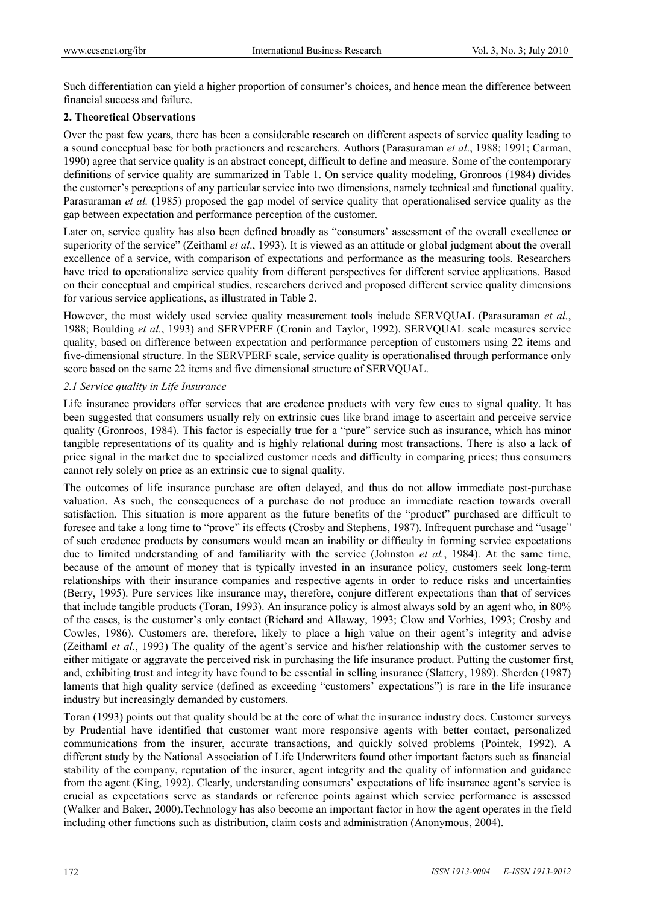Such differentiation can yield a higher proportion of consumer's choices, and hence mean the difference between financial success and failure.

## 2. Theoretical Observations

Over the past few years, there has been a considerable research on different aspects of service quality leading to a sound conceptual base for both practioners and researchers. Authors (Parasuraman *et al*., 1988; 1991; Carman, 1990) agree that service quality is an abstract concept, difficult to define and measure. Some of the contemporary definitions of service quality are summarized in Table 1. On service quality modeling, Gronroos (1984) divides the customer's perceptions of any particular service into two dimensions, namely technical and functional quality. Parasuraman *et al.* (1985) proposed the gap model of service quality that operationalised service quality as the gap between expectation and performance perception of the customer.

Later on, service quality has also been defined broadly as "consumers' assessment of the overall excellence or superiority of the service" (Zeithaml *et al*., 1993). It is viewed as an attitude or global judgment about the overall excellence of a service, with comparison of expectations and performance as the measuring tools. Researchers have tried to operationalize service quality from different perspectives for different service applications. Based on their conceptual and empirical studies, researchers derived and proposed different service quality dimensions for various service applications, as illustrated in Table 2.

However, the most widely used service quality measurement tools include SERVQUAL (Parasuraman *et al.*, 1988; Boulding *et al.*, 1993) and SERVPERF (Cronin and Taylor, 1992). SERVQUAL scale measures service quality, based on difference between expectation and performance perception of customers using 22 items and five-dimensional structure. In the SERVPERF scale, service quality is operationalised through performance only score based on the same 22 items and five dimensional structure of SERVQUAL.

### *2.1 Service quality in Life Insurance*

Life insurance providers offer services that are credence products with very few cues to signal quality. It has been suggested that consumers usually rely on extrinsic cues like brand image to ascertain and perceive service quality (Gronroos, 1984). This factor is especially true for a "pure" service such as insurance, which has minor tangible representations of its quality and is highly relational during most transactions. There is also a lack of price signal in the market due to specialized customer needs and difficulty in comparing prices; thus consumers cannot rely solely on price as an extrinsic cue to signal quality.

The outcomes of life insurance purchase are often delayed, and thus do not allow immediate post-purchase valuation. As such, the consequences of a purchase do not produce an immediate reaction towards overall satisfaction. This situation is more apparent as the future benefits of the "product" purchased are difficult to foresee and take a long time to "prove" its effects (Crosby and Stephens, 1987). Infrequent purchase and "usage" of such credence products by consumers would mean an inability or difficulty in forming service expectations due to limited understanding of and familiarity with the service (Johnston *et al.*, 1984). At the same time, because of the amount of money that is typically invested in an insurance policy, customers seek long-term relationships with their insurance companies and respective agents in order to reduce risks and uncertainties (Berry, 1995). Pure services like insurance may, therefore, conjure different expectations than that of services that include tangible products (Toran, 1993). An insurance policy is almost always sold by an agent who, in 80% of the cases, is the customer's only contact (Richard and Allaway, 1993; Clow and Vorhies, 1993; Crosby and Cowles, 1986). Customers are, therefore, likely to place a high value on their agent's integrity and advise (Zeithaml *et al*., 1993) The quality of the agent's service and his/her relationship with the customer serves to either mitigate or aggravate the perceived risk in purchasing the life insurance product. Putting the customer first, and, exhibiting trust and integrity have found to be essential in selling insurance (Slattery, 1989). Sherden (1987) laments that high quality service (defined as exceeding "customers' expectations") is rare in the life insurance industry but increasingly demanded by customers.

Toran (1993) points out that quality should be at the core of what the insurance industry does. Customer surveys by Prudential have identified that customer want more responsive agents with better contact, personalized communications from the insurer, accurate transactions, and quickly solved problems (Pointek, 1992). A different study by the National Association of Life Underwriters found other important factors such as financial stability of the company, reputation of the insurer, agent integrity and the quality of information and guidance from the agent (King, 1992). Clearly, understanding consumers' expectations of life insurance agent's service is crucial as expectations serve as standards or reference points against which service performance is assessed (Walker and Baker, 2000).Technology has also become an important factor in how the agent operates in the field including other functions such as distribution, claim costs and administration (Anonymous, 2004).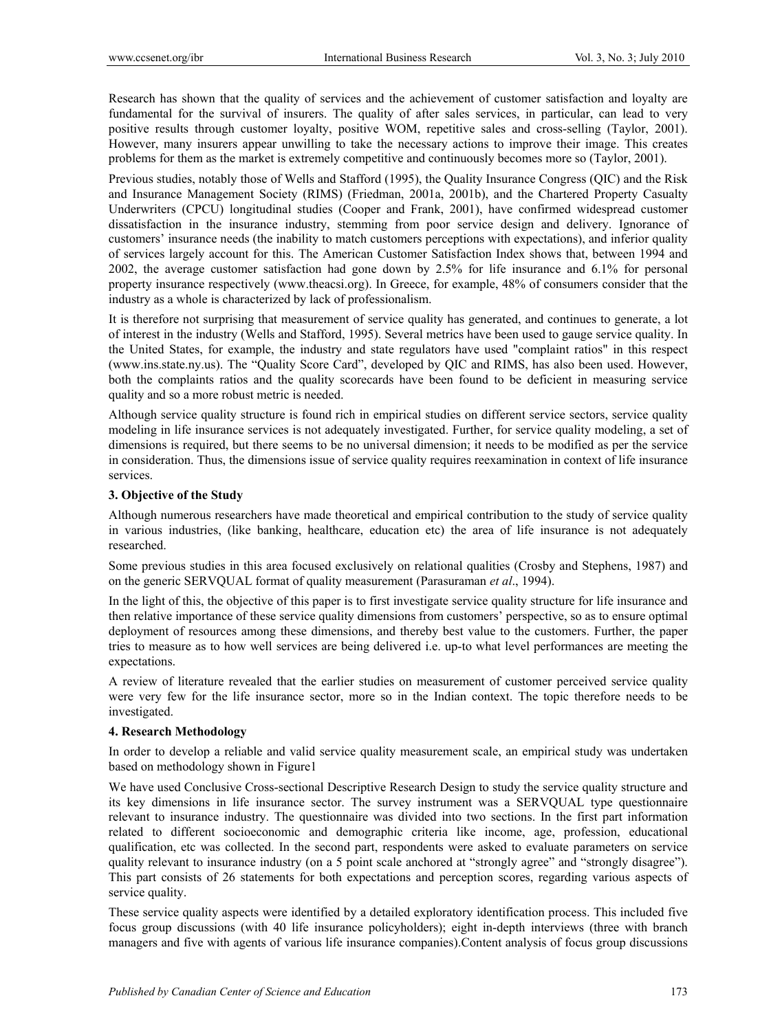Research has shown that the quality of services and the achievement of customer satisfaction and loyalty are fundamental for the survival of insurers. The quality of after sales services, in particular, can lead to very positive results through customer loyalty, positive WOM, repetitive sales and cross-selling (Taylor, 2001). However, many insurers appear unwilling to take the necessary actions to improve their image. This creates problems for them as the market is extremely competitive and continuously becomes more so (Taylor, 2001).

Previous studies, notably those of Wells and Stafford (1995), the Quality Insurance Congress (QIC) and the Risk and Insurance Management Society (RIMS) (Friedman, 2001a, 2001b), and the Chartered Property Casualty Underwriters (CPCU) longitudinal studies (Cooper and Frank, 2001), have confirmed widespread customer dissatisfaction in the insurance industry, stemming from poor service design and delivery. Ignorance of customers' insurance needs (the inability to match customers perceptions with expectations), and inferior quality of services largely account for this. The American Customer Satisfaction Index shows that, between 1994 and 2002, the average customer satisfaction had gone down by 2.5% for life insurance and 6.1% for personal property insurance respectively (www.theacsi.org). In Greece, for example, 48% of consumers consider that the industry as a whole is characterized by lack of professionalism.

It is therefore not surprising that measurement of service quality has generated, and continues to generate, a lot of interest in the industry (Wells and Stafford, 1995). Several metrics have been used to gauge service quality. In the United States, for example, the industry and state regulators have used "complaint ratios" in this respect (www.ins.state.ny.us). The "Quality Score Card", developed by QIC and RIMS, has also been used. However, both the complaints ratios and the quality scorecards have been found to be deficient in measuring service quality and so a more robust metric is needed.

Although service quality structure is found rich in empirical studies on different service sectors, service quality modeling in life insurance services is not adequately investigated. Further, for service quality modeling, a set of dimensions is required, but there seems to be no universal dimension; it needs to be modified as per the service in consideration. Thus, the dimensions issue of service quality requires reexamination in context of life insurance services.

### 3. Objective of the Study

Although numerous researchers have made theoretical and empirical contribution to the study of service quality in various industries, (like banking, healthcare, education etc) the area of life insurance is not adequately researched.

Some previous studies in this area focused exclusively on relational qualities (Crosby and Stephens, 1987) and on the generic SERVQUAL format of quality measurement (Parasuraman *et al*., 1994).

In the light of this, the objective of this paper is to first investigate service quality structure for life insurance and then relative importance of these service quality dimensions from customers' perspective, so as to ensure optimal deployment of resources among these dimensions, and thereby best value to the customers. Further, the paper tries to measure as to how well services are being delivered i.e. up-to what level performances are meeting the expectations.

A review of literature revealed that the earlier studies on measurement of customer perceived service quality were very few for the life insurance sector, more so in the Indian context. The topic therefore needs to be investigated.

### 4. Research Methodology

In order to develop a reliable and valid service quality measurement scale, an empirical study was undertaken based on methodology shown in Figure1

We have used Conclusive Cross-sectional Descriptive Research Design to study the service quality structure and its key dimensions in life insurance sector. The survey instrument was a SERVQUAL type questionnaire relevant to insurance industry. The questionnaire was divided into two sections. In the first part information related to different socioeconomic and demographic criteria like income, age, profession, educational qualification, etc was collected. In the second part, respondents were asked to evaluate parameters on service quality relevant to insurance industry (on a 5 point scale anchored at "strongly agree" and "strongly disagree"). This part consists of 26 statements for both expectations and perception scores, regarding various aspects of service quality.

These service quality aspects were identified by a detailed exploratory identification process. This included five focus group discussions (with 40 life insurance policyholders); eight in-depth interviews (three with branch managers and five with agents of various life insurance companies).Content analysis of focus group discussions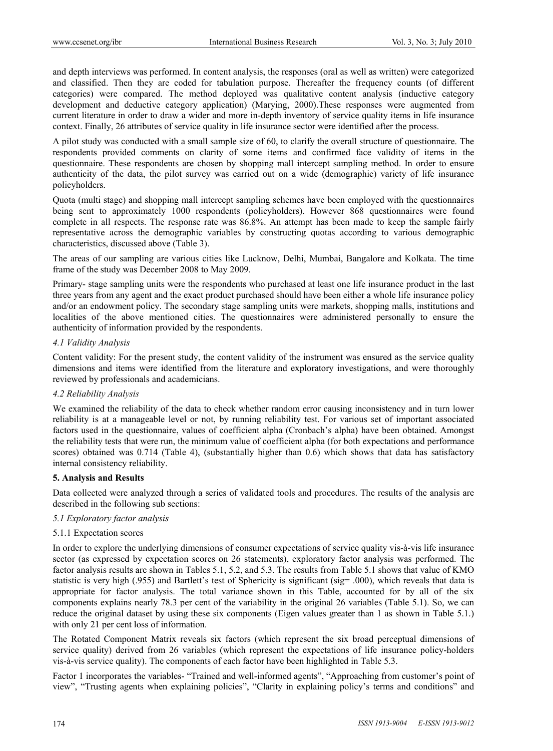and depth interviews was performed. In content analysis, the responses (oral as well as written) were categorized and classified. Then they are coded for tabulation purpose. Thereafter the frequency counts (of different categories) were compared. The method deployed was qualitative content analysis (inductive category development and deductive category application) (Marying, 2000).These responses were augmented from current literature in order to draw a wider and more in-depth inventory of service quality items in life insurance context. Finally, 26 attributes of service quality in life insurance sector were identified after the process.

A pilot study was conducted with a small sample size of 60, to clarify the overall structure of questionnaire. The respondents provided comments on clarity of some items and confirmed face validity of items in the questionnaire. These respondents are chosen by shopping mall intercept sampling method. In order to ensure authenticity of the data, the pilot survey was carried out on a wide (demographic) variety of life insurance policyholders.

Quota (multi stage) and shopping mall intercept sampling schemes have been employed with the questionnaires being sent to approximately 1000 respondents (policyholders). However 868 questionnaires were found complete in all respects. The response rate was 86.8%. An attempt has been made to keep the sample fairly representative across the demographic variables by constructing quotas according to various demographic characteristics, discussed above (Table 3).

The areas of our sampling are various cities like Lucknow, Delhi, Mumbai, Bangalore and Kolkata. The time frame of the study was December 2008 to May 2009.

Primary- stage sampling units were the respondents who purchased at least one life insurance product in the last three years from any agent and the exact product purchased should have been either a whole life insurance policy and/or an endowment policy. The secondary stage sampling units were markets, shopping malls, institutions and localities of the above mentioned cities. The questionnaires were administered personally to ensure the authenticity of information provided by the respondents.

### *4.1 Validity Analysis*

Content validity: For the present study, the content validity of the instrument was ensured as the service quality dimensions and items were identified from the literature and exploratory investigations, and were thoroughly reviewed by professionals and academicians.

### *4.2 Reliability Analysis*

We examined the reliability of the data to check whether random error causing inconsistency and in turn lower reliability is at a manageable level or not, by running reliability test. For various set of important associated factors used in the questionnaire, values of coefficient alpha (Cronbach's alpha) have been obtained. Amongst the reliability tests that were run, the minimum value of coefficient alpha (for both expectations and performance scores) obtained was 0.714 (Table 4), (substantially higher than 0.6) which shows that data has satisfactory internal consistency reliability.

## **5. Analysis and Results**

Data collected were analyzed through a series of validated tools and procedures. The results of the analysis are described in the following sub sections:

### *5.1 Exploratory factor analysis*

#### 5.1.1 Expectation scores

In order to explore the underlying dimensions of consumer expectations of service quality vis-à-vis life insurance sector (as expressed by expectation scores on 26 statements), exploratory factor analysis was performed. The factor analysis results are shown in Tables 5.1, 5.2, and 5.3. The results from Table 5.1 shows that value of KMO statistic is very high (.955) and Bartlett's test of Sphericity is significant (sig= .000), which reveals that data is appropriate for factor analysis. The total variance shown in this Table, accounted for by all of the six components explains nearly 78.3 per cent of the variability in the original 26 variables (Table 5.1). So, we can reduce the original dataset by using these six components (Eigen values greater than 1 as shown in Table 5.1.) with only 21 per cent loss of information.

The Rotated Component Matrix reveals six factors (which represent the six broad perceptual dimensions of service quality) derived from 26 variables (which represent the expectations of life insurance policy-holders vis-à-vis service quality). The components of each factor have been highlighted in Table 5.3.

Factor 1 incorporates the variables- "Trained and well-informed agents", "Approaching from customer's point of view", "Trusting agents when explaining policies", "Clarity in explaining policy's terms and conditions" and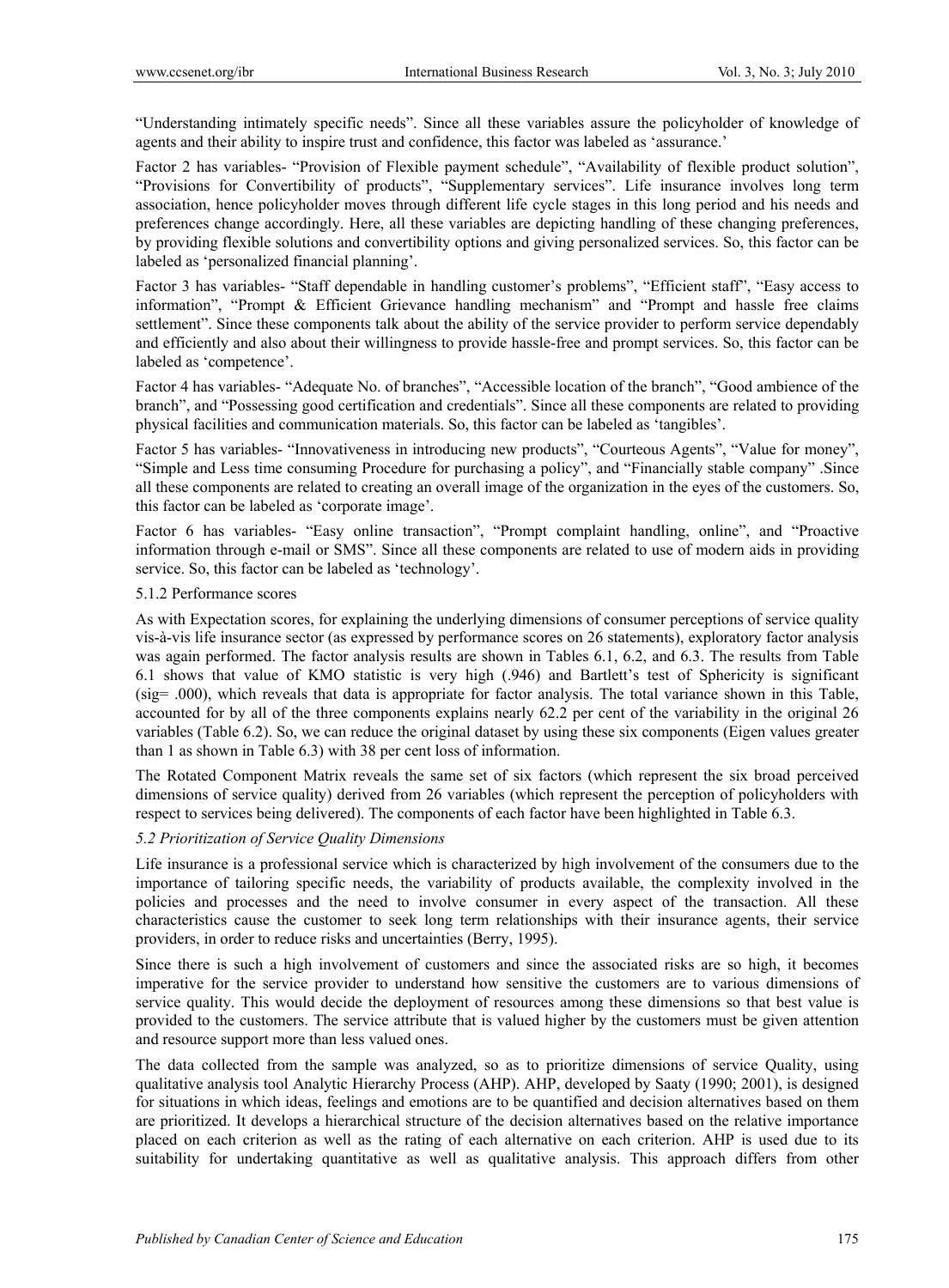"Understanding intimately specific needs". Since all these variables assure the policyholder of knowledge of agents and their ability to inspire trust and confidence, this factor was labeled as 'assurance.'

Factor 2 has variables- "Provision of Flexible payment schedule", "Availability of flexible product solution", "Provisions for Convertibility of products", "Supplementary services". Life insurance involves long term association, hence policyholder moves through different life cycle stages in this long period and his needs and preferences change accordingly. Here, all these variables are depicting handling of these changing preferences, by providing flexible solutions and convertibility options and giving personalized services. So, this factor can be labeled as 'personalized financial planning'.

Factor 3 has variables- "Staff dependable in handling customer's problems", "Efficient staff", "Easy access to information", "Prompt & Efficient Grievance handling mechanism" and "Prompt and hassle free claims settlement". Since these components talk about the ability of the service provider to perform service dependably and efficiently and also about their willingness to provide hassle-free and prompt services. So, this factor can be labeled as 'competence'.

Factor 4 has variables- "Adequate No. of branches", "Accessible location of the branch", "Good ambience of the branch", and "Possessing good certification and credentials". Since all these components are related to providing physical facilities and communication materials. So, this factor can be labeled as 'tangibles'.

Factor 5 has variables- "Innovativeness in introducing new products", "Courteous Agents", "Value for money", "Simple and Less time consuming Procedure for purchasing a policy", and "Financially stable company" .Since all these components are related to creating an overall image of the organization in the eyes of the customers. So, this factor can be labeled as 'corporate image'.

Factor 6 has variables- "Easy online transaction", "Prompt complaint handling, online", and "Proactive information through e-mail or SMS". Since all these components are related to use of modern aids in providing service. So, this factor can be labeled as 'technology'.

5.1.2 Performance scores

As with Expectation scores, for explaining the underlying dimensions of consumer perceptions of service quality vis-à-vis life insurance sector (as expressed by performance scores on 26 statements), exploratory factor analysis was again performed. The factor analysis results are shown in Tables 6.1, 6.2, and 6.3. The results from Table 6.1 shows that value of KMO statistic is very high (.946) and Bartlett's test of Sphericity is significant (sig= .000), which reveals that data is appropriate for factor analysis. The total variance shown in this Table, accounted for by all of the three components explains nearly 62.2 per cent of the variability in the original 26 variables (Table 6.2). So, we can reduce the original dataset by using these six components (Eigen values greater than 1 as shown in Table 6.3) with 38 per cent loss of information.

The Rotated Component Matrix reveals the same set of six factors (which represent the six broad perceived dimensions of service quality) derived from 26 variables (which represent the perception of policyholders with respect to services being delivered). The components of each factor have been highlighted in Table 6.3.

*5.2 Prioritization of Service Quality Dimensions*

Life insurance is a professional service which is characterized by high involvement of the consumers due to the importance of tailoring specific needs, the variability of products available, the complexity involved in the policies and processes and the need to involve consumer in every aspect of the transaction. All these characteristics cause the customer to seek long term relationships with their insurance agents, their service providers, in order to reduce risks and uncertainties (Berry, 1995).

Since there is such a high involvement of customers and since the associated risks are so high, it becomes imperative for the service provider to understand how sensitive the customers are to various dimensions of service quality. This would decide the deployment of resources among these dimensions so that best value is provided to the customers. The service attribute that is valued higher by the customers must be given attention and resource support more than less valued ones.

The data collected from the sample was analyzed, so as to prioritize dimensions of service Quality, using qualitative analysis tool Analytic Hierarchy Process (AHP). AHP, developed by Saaty (1990; 2001), is designed for situations in which ideas, feelings and emotions are to be quantified and decision alternatives based on them are prioritized. It develops a hierarchical structure of the decision alternatives based on the relative importance placed on each criterion as well as the rating of each alternative on each criterion. AHP is used due to its suitability for undertaking quantitative as well as qualitative analysis. This approach differs from other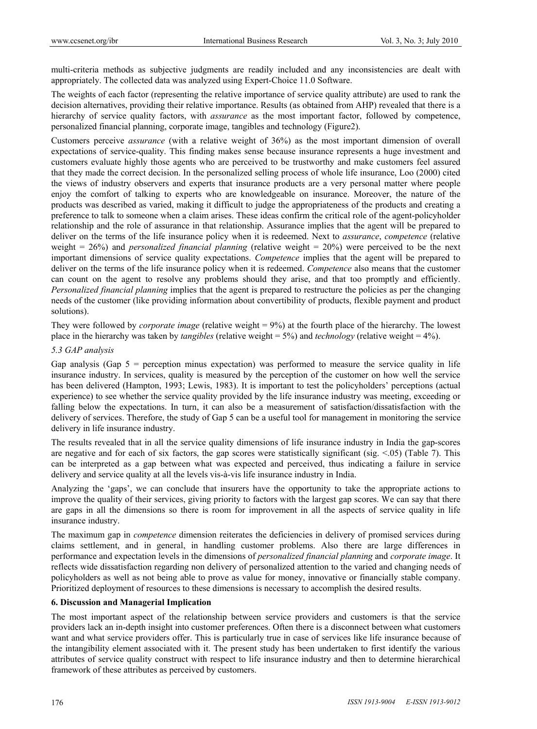multi-criteria methods as subjective judgments are readily included and any inconsistencies are dealt with appropriately. The collected data was analyzed using Expert-Choice 11.0 Software.

The weights of each factor (representing the relative importance of service quality attribute) are used to rank the decision alternatives, providing their relative importance. Results (as obtained from AHP) revealed that there is a hierarchy of service quality factors, with *assurance* as the most important factor, followed by competence, personalized financial planning, corporate image, tangibles and technology (Figure2).

Customers perceive *assurance* (with a relative weight of 36%) as the most important dimension of overall expectations of service-quality. This finding makes sense because insurance represents a huge investment and customers evaluate highly those agents who are perceived to be trustworthy and make customers feel assured that they made the correct decision. In the personalized selling process of whole life insurance, Loo (2000) cited the views of industry observers and experts that insurance products are a very personal matter where people enjoy the comfort of talking to experts who are knowledgeable on insurance. Moreover, the nature of the products was described as varied, making it difficult to judge the appropriateness of the products and creating a preference to talk to someone when a claim arises. These ideas confirm the critical role of the agent-policyholder relationship and the role of assurance in that relationship. Assurance implies that the agent will be prepared to deliver on the terms of the life insurance policy when it is redeemed. Next to *assurance*, *competence* (relative weight = 26%) and *personalized financial planning* (relative weight = 20%) were perceived to be the next important dimensions of service quality expectations. *Competence* implies that the agent will be prepared to deliver on the terms of the life insurance policy when it is redeemed. *Competence* also means that the customer can count on the agent to resolve any problems should they arise, and that too promptly and efficiently. *Personalized financial planning* implies that the agent is prepared to restructure the policies as per the changing needs of the customer (like providing information about convertibility of products, flexible payment and product solutions).

They were followed by *corporate image* (relative weight = 9%) at the fourth place of the hierarchy. The lowest place in the hierarchy was taken by *tangibles* (relative weight = 5%) and *technology* (relative weight = 4%).

### *5.3 GAP analysis*

Gap analysis (Gap 5 = perception minus expectation) was performed to measure the service quality in life insurance industry. In services, quality is measured by the perception of the customer on how well the service has been delivered (Hampton, 1993; Lewis, 1983). It is important to test the policyholders' perceptions (actual experience) to see whether the service quality provided by the life insurance industry was meeting, exceeding or falling below the expectations. In turn, it can also be a measurement of satisfaction/dissatisfaction with the delivery of services. Therefore, the study of Gap 5 can be a useful tool for management in monitoring the service delivery in life insurance industry.

The results revealed that in all the service quality dimensions of life insurance industry in India the gap-scores are negative and for each of six factors, the gap scores were statistically significant (sig. <.05) (Table 7). This can be interpreted as a gap between what was expected and perceived, thus indicating a failure in service delivery and service quality at all the levels vis-à-vis life insurance industry in India.

Analyzing the 'gaps', we can conclude that insurers have the opportunity to take the appropriate actions to improve the quality of their services, giving priority to factors with the largest gap scores. We can say that there are gaps in all the dimensions so there is room for improvement in all the aspects of service quality in life insurance industry.

The maximum gap in *competence* dimension reiterates the deficiencies in delivery of promised services during claims settlement, and in general, in handling customer problems. Also there are large differences in performance and expectation levels in the dimensions of *personalized financial planning* and *corporate image*. It reflects wide dissatisfaction regarding non delivery of personalized attention to the varied and changing needs of policyholders as well as not being able to prove as value for money, innovative or financially stable company. Prioritized deployment of resources to these dimensions is necessary to accomplish the desired results.

## **6. Discussion and Managerial Implication**

The most important aspect of the relationship between service providers and customers is that the service providers lack an in-depth insight into customer preferences. Often there is a disconnect between what customers want and what service providers offer. This is particularly true in case of services like life insurance because of the intangibility element associated with it. The present study has been undertaken to first identify the various attributes of service quality construct with respect to life insurance industry and then to determine hierarchical framework of these attributes as perceived by customers.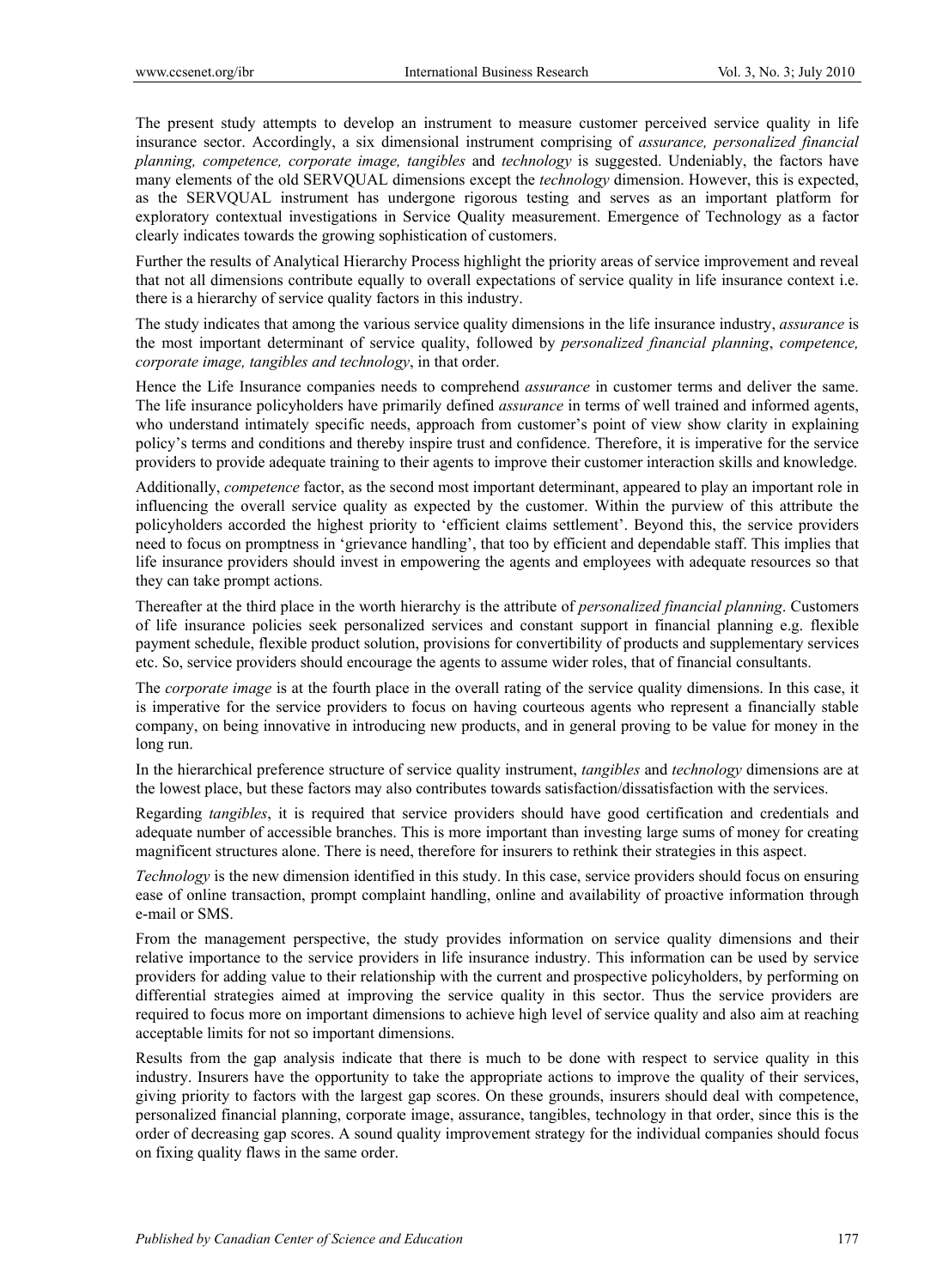The present study attempts to develop an instrument to measure customer perceived service quality in life insurance sector. Accordingly, a six dimensional instrument comprising of *assurance, personalized financial planning, competence, corporate image, tangibles* and *technology* is suggested. Undeniably, the factors have many elements of the old SERVQUAL dimensions except the *technology* dimension. However, this is expected, as the SERVQUAL instrument has undergone rigorous testing and serves as an important platform for exploratory contextual investigations in Service Quality measurement. Emergence of Technology as a factor clearly indicates towards the growing sophistication of customers.

Further the results of Analytical Hierarchy Process highlight the priority areas of service improvement and reveal that not all dimensions contribute equally to overall expectations of service quality in life insurance context i.e. there is a hierarchy of service quality factors in this industry.

The study indicates that among the various service quality dimensions in the life insurance industry, *assurance* is the most important determinant of service quality, followed by *personalized financial planning*, *competence, corporate image, tangibles and technology*, in that order.

Hence the Life Insurance companies needs to comprehend *assurance* in customer terms and deliver the same. The life insurance policyholders have primarily defined *assurance* in terms of well trained and informed agents, who understand intimately specific needs, approach from customer's point of view show clarity in explaining policy's terms and conditions and thereby inspire trust and confidence. Therefore, it is imperative for the service providers to provide adequate training to their agents to improve their customer interaction skills and knowledge.

Additionally, *competence* factor, as the second most important determinant, appeared to play an important role in influencing the overall service quality as expected by the customer. Within the purview of this attribute the policyholders accorded the highest priority to 'efficient claims settlement'. Beyond this, the service providers need to focus on promptness in 'grievance handling', that too by efficient and dependable staff. This implies that life insurance providers should invest in empowering the agents and employees with adequate resources so that they can take prompt actions.

Thereafter at the third place in the worth hierarchy is the attribute of *personalized financial planning*. Customers of life insurance policies seek personalized services and constant support in financial planning e.g. flexible payment schedule, flexible product solution, provisions for convertibility of products and supplementary services etc. So, service providers should encourage the agents to assume wider roles, that of financial consultants.

The *corporate image* is at the fourth place in the overall rating of the service quality dimensions. In this case, it is imperative for the service providers to focus on having courteous agents who represent a financially stable company, on being innovative in introducing new products, and in general proving to be value for money in the long run.

In the hierarchical preference structure of service quality instrument, *tangibles* and *technology* dimensions are at the lowest place, but these factors may also contributes towards satisfaction/dissatisfaction with the services.

Regarding *tangibles*, it is required that service providers should have good certification and credentials and adequate number of accessible branches. This is more important than investing large sums of money for creating magnificent structures alone. There is need, therefore for insurers to rethink their strategies in this aspect.

*Technology* is the new dimension identified in this study. In this case, service providers should focus on ensuring ease of online transaction, prompt complaint handling, online and availability of proactive information through e-mail or SMS.

From the management perspective, the study provides information on service quality dimensions and their relative importance to the service providers in life insurance industry. This information can be used by service providers for adding value to their relationship with the current and prospective policyholders, by performing on differential strategies aimed at improving the service quality in this sector. Thus the service providers are required to focus more on important dimensions to achieve high level of service quality and also aim at reaching acceptable limits for not so important dimensions.

Results from the gap analysis indicate that there is much to be done with respect to service quality in this industry. Insurers have the opportunity to take the appropriate actions to improve the quality of their services, giving priority to factors with the largest gap scores. On these grounds, insurers should deal with competence, personalized financial planning, corporate image, assurance, tangibles, technology in that order, since this is the order of decreasing gap scores. A sound quality improvement strategy for the individual companies should focus on fixing quality flaws in the same order.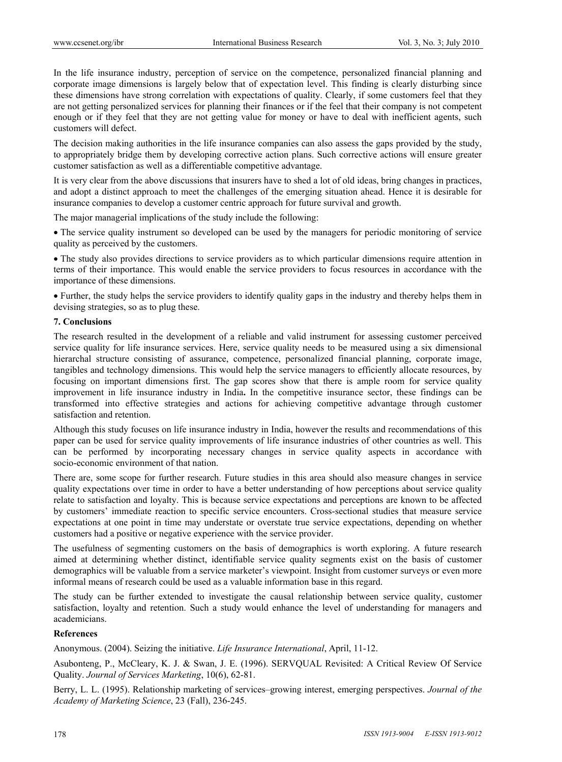In the life insurance industry, perception of service on the competence, personalized financial planning and corporate image dimensions is largely below that of expectation level. This finding is clearly disturbing since these dimensions have strong correlation with expectations of quality. Clearly, if some customers feel that they are not getting personalized services for planning their finances or if the feel that their company is not competent enough or if they feel that they are not getting value for money or have to deal with inefficient agents, such customers will defect.

The decision making authorities in the life insurance companies can also assess the gaps provided by the study, to appropriately bridge them by developing corrective action plans. Such corrective actions will ensure greater customer satisfaction as well as a differentiable competitive advantage.

It is very clear from the above discussions that insurers have to shed a lot of old ideas, bring changes in practices, and adopt a distinct approach to meet the challenges of the emerging situation ahead. Hence it is desirable for insurance companies to develop a customer centric approach for future survival and growth.

The major managerial implications of the study include the following:

- The service quality instrument so developed can be used by the managers for periodic monitoring of service quality as perceived by the customers.
- The study also provides directions to service providers as to which particular dimensions require attention in terms of their importance. This would enable the service providers to focus resources in accordance with the importance of these dimensions.
- Further, the study helps the service providers to identify quality gaps in the industry and thereby helps them in devising strategies, so as to plug these.

## 7. Conclusions

The research resulted in the development of a reliable and valid instrument for assessing customer perceived service quality for life insurance services. Here, service quality needs to be measured using a six dimensional hierarchal structure consisting of assurance, competence, personalized financial planning, corporate image, tangibles and technology dimensions. This would help the service managers to efficiently allocate resources, by focusing on important dimensions first. The gap scores show that there is ample room for service quality improvement in life insurance industry in India**.** In the competitive insurance sector, these findings can be transformed into effective strategies and actions for achieving competitive advantage through customer satisfaction and retention.

Although this study focuses on life insurance industry in India, however the results and recommendations of this paper can be used for service quality improvements of life insurance industries of other countries as well. This can be performed by incorporating necessary changes in service quality aspects in accordance with socio-economic environment of that nation.

There are, some scope for further research. Future studies in this area should also measure changes in service quality expectations over time in order to have a better understanding of how perceptions about service quality relate to satisfaction and loyalty. This is because service expectations and perceptions are known to be affected by customers' immediate reaction to specific service encounters. Cross-sectional studies that measure service expectations at one point in time may understate or overstate true service expectations, depending on whether customers had a positive or negative experience with the service provider.

The usefulness of segmenting customers on the basis of demographics is worth exploring. A future research aimed at determining whether distinct, identifiable service quality segments exist on the basis of customer demographics will be valuable from a service marketer's viewpoint. Insight from customer surveys or even more informal means of research could be used as a valuable information base in this regard.

The study can be further extended to investigate the causal relationship between service quality, customer satisfaction, loyalty and retention. Such a study would enhance the level of understanding for managers and academicians.

## References

Anonymous. (2004). Seizing the initiative. *Life Insurance International*, April, 11-12.

Asubonteng, P., McCleary, K. J. & Swan, J. E. (1996). SERVQUAL Revisited: A Critical Review Of Service Quality. *Journal of Services Marketing*, 10(6), 62-81.

Berry, L. L. (1995). Relationship marketing of services–growing interest, emerging perspectives. *Journal of the Academy of Marketing Science*, 23 (Fall), 236-245.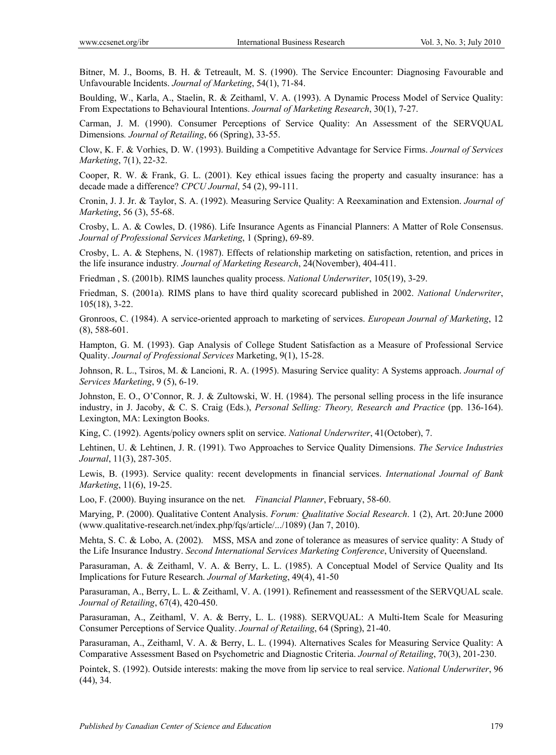Bitner, M. J., Booms, B. H. & Tetreault, M. S. (1990). The Service Encounter: Diagnosing Favourable and Unfavourable Incidents. *Journal of Marketing*, 54(1), 71-84.

Boulding, W., Karla, A., Staelin, R. & Zeithaml, V. A. (1993). A Dynamic Process Model of Service Quality: From Expectations to Behavioural Intentions. *Journal of Marketing Research*, 30(1), 7-27.

Carman, J. M. (1990). Consumer Perceptions of Service Quality: An Assessment of the SERVQUAL Dimensions*. Journal of Retailing*, 66 (Spring), 33-55.

Clow, K. F. & Vorhies, D. W. (1993). Building a Competitive Advantage for Service Firms. *Journal of Services Marketing*, 7(1), 22-32.

Cooper, R. W. & Frank, G. L. (2001). Key ethical issues facing the property and casualty insurance: has a decade made a difference? *CPCU Journal*, 54 (2), 99-111.

Cronin, J. J. Jr. & Taylor, S. A. (1992). Measuring Service Quality: A Reexamination and Extension. *Journal of Marketing*, 56 (3), 55-68.

Crosby, L. A. & Cowles, D. (1986). Life Insurance Agents as Financial Planners: A Matter of Role Consensus. *Journal of Professional Services Marketing*, 1 (Spring), 69-89.

Crosby, L. A. & Stephens, N. (1987). Effects of relationship marketing on satisfaction, retention, and prices in the life insurance industry. *Journal of Marketing Research*, 24(November), 404-411.

Friedman , S. (2001b). RIMS launches quality process. *National Underwriter*, 105(19), 3-29.

Friedman, S. (2001a). RIMS plans to have third quality scorecard published in 2002. *National Underwriter*, 105(18), 3-22.

Gronroos, C. (1984). A service-oriented approach to marketing of services. *European Journal of Marketing*, 12 (8), 588-601.

Hampton, G. M. (1993). Gap Analysis of College Student Satisfaction as a Measure of Professional Service Quality. *Journal of Professional Services* Marketing, 9(1), 15-28.

Johnson, R. L., Tsiros, M. & Lancioni, R. A. (1995). Masuring Service quality: A Systems approach. *Journal of Services Marketing*, 9 (5), 6-19.

Johnston, E. O., O'Connor, R. J. & Zultowski, W. H. (1984). The personal selling process in the life insurance industry, in J. Jacoby, & C. S. Craig (Eds.), *Personal Selling: Theory, Research and Practice* (pp. 136-164). Lexington, MA: Lexington Books.

King, C. (1992). Agents/policy owners split on service. *National Underwriter*, 41(October), 7.

Lehtinen, U. & Lehtinen, J. R. (1991). Two Approaches to Service Quality Dimensions. *The Service Industries Journal*, 11(3), 287-305.

Lewis, B. (1993). Service quality: recent developments in financial services. *International Journal of Bank Marketing*, 11(6), 19-25.

Loo, F. (2000). Buying insurance on the net*. Financial Planner*, February, 58-60.

Marying, P. (2000). Qualitative Content Analysis. *Forum: Qualitative Social Research*. 1 (2), Art. 20:June 2000 (www.qualitative-research.net/index.php/fqs/article/.../1089) (Jan 7, 2010).

Mehta, S. C. & Lobo, A. (2002). MSS, MSA and zone of tolerance as measures of service quality: A Study of the Life Insurance Industry. *Second International Services Marketing Conference*, University of Queensland.

Parasuraman, A. & Zeithaml, V. A. & Berry, L. L. (1985). A Conceptual Model of Service Quality and Its Implications for Future Research. *Journal of Marketing*, 49(4), 41-50

Parasuraman, A., Berry, L. L. & Zeithaml, V. A. (1991). Refinement and reassessment of the SERVQUAL scale. *Journal of Retailing*, 67(4), 420-450.

Parasuraman, A., Zeithaml, V. A. & Berry, L. L. (1988). SERVQUAL: A Multi-Item Scale for Measuring Consumer Perceptions of Service Quality. *Journal of Retailing*, 64 (Spring), 21-40.

Parasuraman, A., Zeithaml, V. A. & Berry, L. L. (1994). Alternatives Scales for Measuring Service Quality: A Comparative Assessment Based on Psychometric and Diagnostic Criteria. *Journal of Retailing*, 70(3), 201-230.

Pointek, S. (1992). Outside interests: making the move from lip service to real service. *National Underwriter*, 96 (44), 34.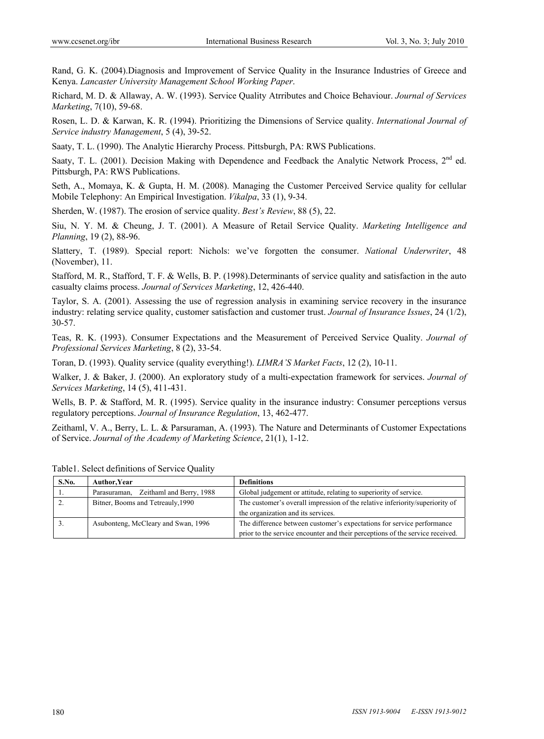Rand, G. K. (2004).Diagnosis and Improvement of Service Quality in the Insurance Industries of Greece and Kenya. *Lancaster University Management School Working Paper*.

Richard, M. D. & Allaway, A. W. (1993). Service Quality Atrributes and Choice Behaviour. *Journal of Services Marketing*, 7(10), 59-68.

Rosen, L. D. & Karwan, K. R. (1994). Prioritizing the Dimensions of Service quality. *International Journal of Service industry Management*, 5 (4), 39-52.

Saaty, T. L. (1990). The Analytic Hierarchy Process. Pittsburgh, PA: RWS Publications.

Saaty, T. L. (2001). Decision Making with Dependence and Feedback the Analytic Network Process, 2nd ed. Pittsburgh, PA: RWS Publications.

Seth, A., Momaya, K. & Gupta, H. M. (2008). Managing the Customer Perceived Service quality for cellular Mobile Telephony: An Empirical Investigation. *Vikalpa*, 33 (1), 9-34.

Sherden, W. (1987). The erosion of service quality. *Best's Review*, 88 (5), 22.

Siu, N. Y. M. & Cheung, J. T. (2001). A Measure of Retail Service Quality. *Marketing Intelligence and Planning*, 19 (2), 88-96.

Slattery, T. (1989). Special report: Nichols: we've forgotten the consumer. *National Underwriter*, 48 (November), 11.

Stafford, M. R., Stafford, T. F. & Wells, B. P. (1998).Determinants of service quality and satisfaction in the auto casualty claims process. *Journal of Services Marketing*, 12, 426-440.

Taylor, S. A. (2001). Assessing the use of regression analysis in examining service recovery in the insurance industry: relating service quality, customer satisfaction and customer trust. *Journal of Insurance Issues*, 24 (1/2), 30-57.

Teas, R. K. (1993). Consumer Expectations and the Measurement of Perceived Service Quality. *Journal of Professional Services Marketing*, 8 (2), 33-54.

Toran, D. (1993). Quality service (quality everything!). *LIMRA'S Market Facts*, 12 (2), 10-11.

Walker, J. & Baker, J. (2000). An exploratory study of a multi-expectation framework for services. *Journal of Services Marketing*, 14 (5), 411-431.

Wells, B. P. & Stafford, M. R. (1995). Service quality in the insurance industry: Consumer perceptions versus regulatory perceptions. *Journal of Insurance Regulation*, 13, 462-477.

Zeithaml, V. A., Berry, L. L. & Parsuraman, A. (1993). The Nature and Determinants of Customer Expectations of Service. *Journal of the Academy of Marketing Science*, 21(1), 1-12.

Table1. Select definitions of Service Quality

| S.No. | Author,Year | Definitions |
|---|---|---|
| 1. | Parasuraman, Zeithaml and Berry, 1988 | Global judgement or attitude, relating to superiority of service. |
| 2. | Bitner, Booms and Tetreauly,1990 | The customer's overall impression of the relative inferiority/superiority of the organization and its services. |
| 3. | Asubonteng, McCleary and Swan, 1996 | The difference between customer's expectations for service performance prior to the service encounter and their perceptions of the service received. |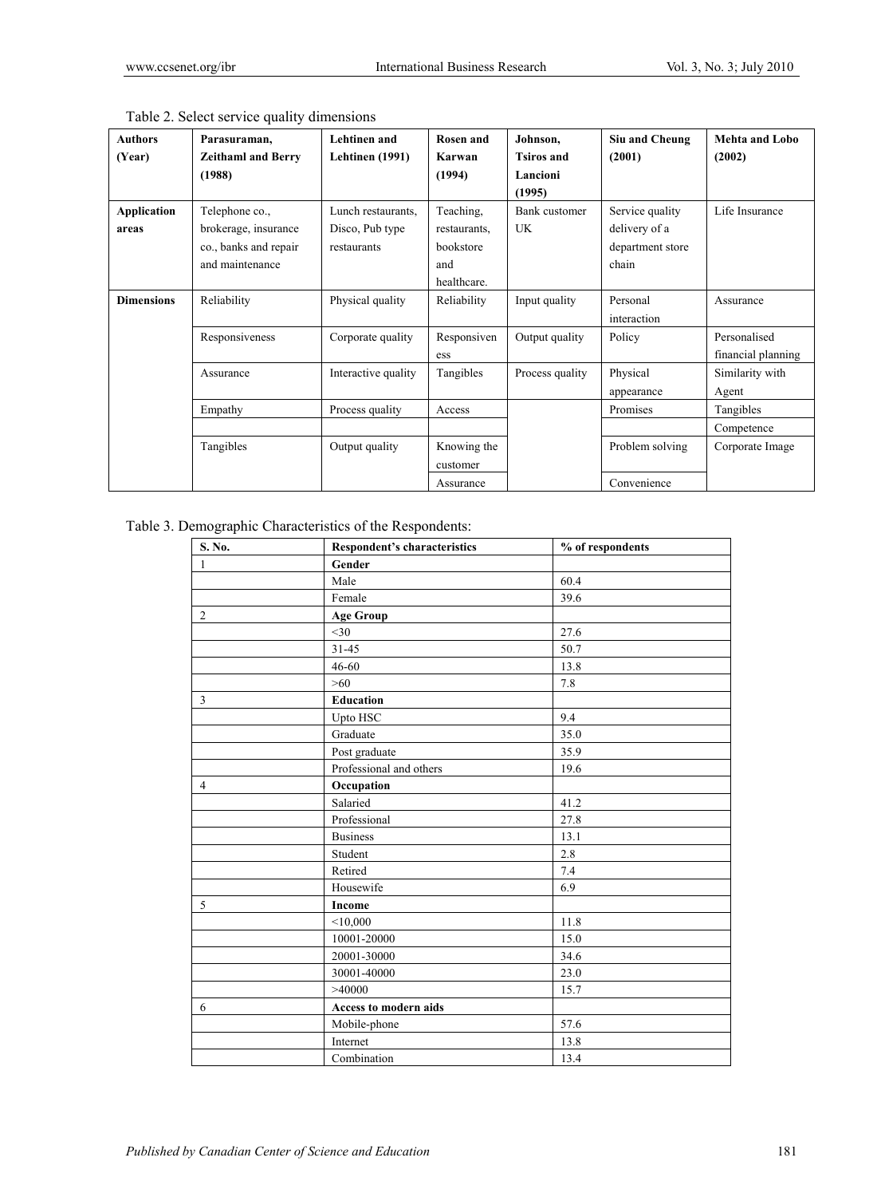Table 2. Select service quality dimensions

| Authors (Year) | Parasuraman, Zeithaml and Berry (1988) | Lehtinen and Lehtinen (1991) | Rosen and Karwan (1994) | Johnson, Tsiros and Lancioni (1995) | Siu and Cheung (2001) | Mehta and Lobo (2002) |
|---|---|---|---|---|---|---|
| **Application areas** | Telephone co., brokerage, insurance co., banks and repair and maintenance | Lunch restaurants, Disco, Pub type restaurants | Teaching, restaurants, bookstore and healthcare. | Bank customer UK | Service quality delivery of a department store chain | Life Insurance |
| **Dimensions** | Reliability | Physical quality | Reliability | Input quality | Personal interaction | Assurance |
| | Responsiveness | Corporate quality | Responsiveness | Output quality | Policy | Personalised financial planning |
| | Assurance | Interactive quality | Tangibles | Process quality | Physical appearance | Similarity with Agent |
| | Empathy | Process quality | Access | | Promises | Tangibles |
| | | | | | | Competence |
| | Tangibles | Output quality | Knowing the customer | | Problem solving | Corporate Image |
| | | | Assurance | | Convenience | |

Table 3. Demographic Characteristics of the Respondents:

| S. No. | Respondent's characteristics | % of respondents |
|---|---|---|
| 1 | **Gender** | |
| | Male | 60.4 |
| | Female | 39.6 |
| 2 | **Age Group** | |
| | <30 | 27.6 |
| | 31-45 | 50.7 |
| | 46-60 | 13.8 |
| | >60 | 7.8 |
| 3 | **Education** | |
| | Upto HSC | 9.4 |
| | Graduate | 35.0 |
| | Post graduate | 35.9 |
| | Professional and others | 19.6 |
| 4 | **Occupation** | |
| | Salaried | 41.2 |
| | Professional | 27.8 |
| | Business | 13.1 |
| | Student | 2.8 |
| | Retired | 7.4 |
| | Housewife | 6.9 |
| 5 | **Income** | |
| | <10,000 | 11.8 |
| | 10001-20000 | 15.0 |
| | 20001-30000 | 34.6 |
| | 30001-40000 | 23.0 |
| | >40000 | 15.7 |
| 6 | **Access to modern aids** | |
| | Mobile-phone | 57.6 |
| | Internet | 13.8 |
| | Combination | 13.4 |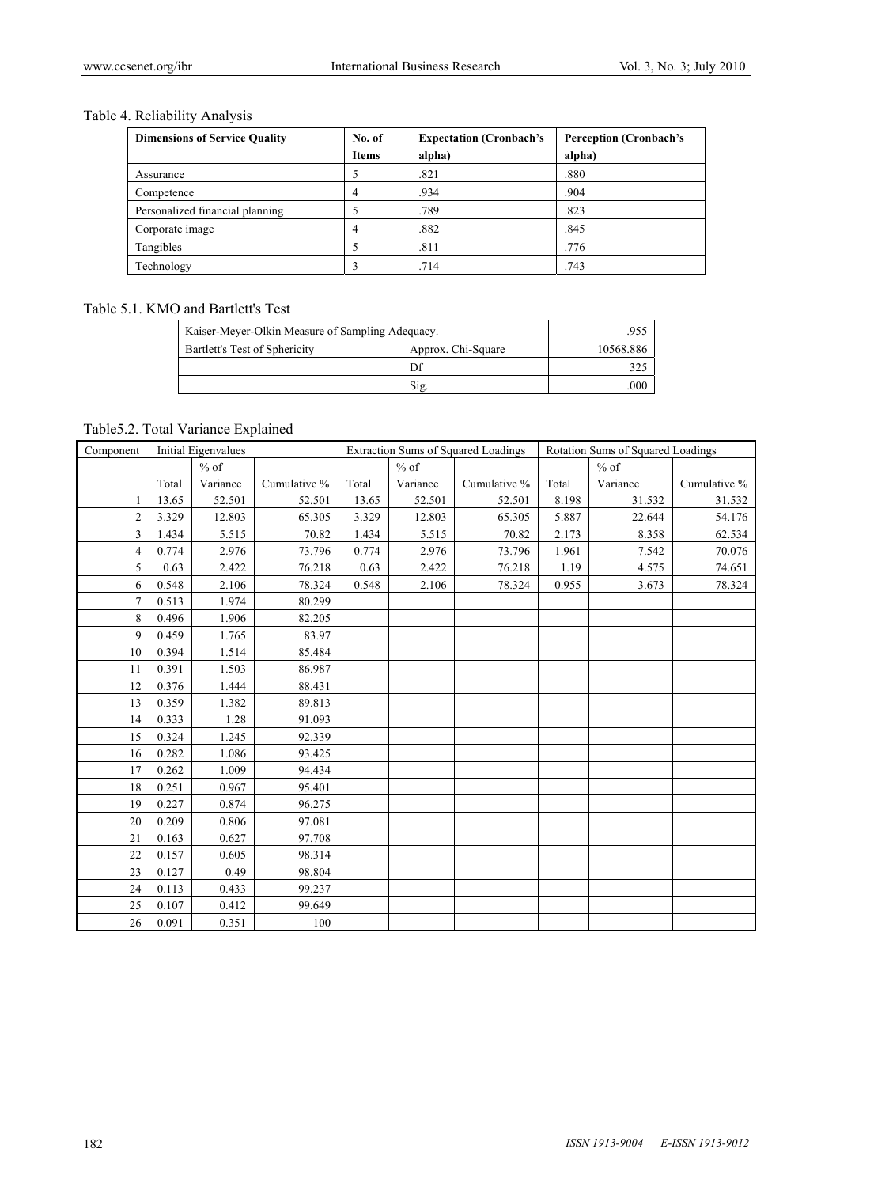Table 4. Reliability Analysis

| Dimensions of Service Quality | No. of Items | Expectation (Cronbach's alpha) | Perception (Cronbach's alpha) |
|---|---|---|---|
| Assurance | 5 | .821 | .880 |
| Competence | 4 | .934 | .904 |
| Personalized financial planning | 5 | .789 | .823 |
| Corporate image | 4 | .882 | .845 |
| Tangibles | 5 | .811 | .776 |
| Technology | 3 | .714 | .743 |

Table 5.1. KMO and Bartlett's Test

| Kaiser-Meyer-Olkin Measure of Sampling Adequacy. | | .955 |
|---|---|---|
| Bartlett's Test of Sphericity | Approx. Chi-Square | 10568.886 |
| | Df | 325 |
| | Sig. | .000 |

Table5.2. Total Variance Explained

| Component | Initial Eigenvalues | | | Extraction Sums of Squared Loadings | | | Rotation Sums of Squared Loadings | | |
|---|---|---|---|---|---|---|---|---|---|
| | Total | % of Variance | Cumulative % | Total | % of Variance | Cumulative % | Total | % of Variance | Cumulative % |
| 1 | 13.65 | 52.501 | 52.501 | 13.65 | 52.501 | 52.501 | 8.198 | 31.532 | 31.532 |
| 2 | 3.329 | 12.803 | 65.305 | 3.329 | 12.803 | 65.305 | 5.887 | 22.644 | 54.176 |
| 3 | 1.434 | 5.515 | 70.82 | 1.434 | 5.515 | 70.82 | 2.173 | 8.358 | 62.534 |
| 4 | 0.774 | 2.976 | 73.796 | 0.774 | 2.976 | 73.796 | 1.961 | 7.542 | 70.076 |
| 5 | 0.63 | 2.422 | 76.218 | 0.63 | 2.422 | 76.218 | 1.19 | 4.575 | 74.651 |
| 6 | 0.548 | 2.106 | 78.324 | 0.548 | 2.106 | 78.324 | 0.955 | 3.673 | 78.324 |
| 7 | 0.513 | 1.974 | 80.299 | | | | | | |
| 8 | 0.496 | 1.906 | 82.205 | | | | | | |
| 9 | 0.459 | 1.765 | 83.97 | | | | | | |
| 10 | 0.394 | 1.514 | 85.484 | | | | | | |
| 11 | 0.391 | 1.503 | 86.987 | | | | | | |
| 12 | 0.376 | 1.444 | 88.431 | | | | | | |
| 13 | 0.359 | 1.382 | 89.813 | | | | | | |
| 14 | 0.333 | 1.28 | 91.093 | | | | | | |
| 15 | 0.324 | 1.245 | 92.339 | | | | | | |
| 16 | 0.282 | 1.086 | 93.425 | | | | | | |
| 17 | 0.262 | 1.009 | 94.434 | | | | | | |
| 18 | 0.251 | 0.967 | 95.401 | | | | | | |
| 19 | 0.227 | 0.874 | 96.275 | | | | | | |
| 20 | 0.209 | 0.806 | 97.081 | | | | | | |
| 21 | 0.163 | 0.627 | 97.708 | | | | | | |
| 22 | 0.157 | 0.605 | 98.314 | | | | | | |
| 23 | 0.127 | 0.49 | 98.804 | | | | | | |
| 24 | 0.113 | 0.433 | 99.237 | | | | | | |
| 25 | 0.107 | 0.412 | 99.649 | | | | | | |
| 26 | 0.091 | 0.351 | 100 | | | | | | |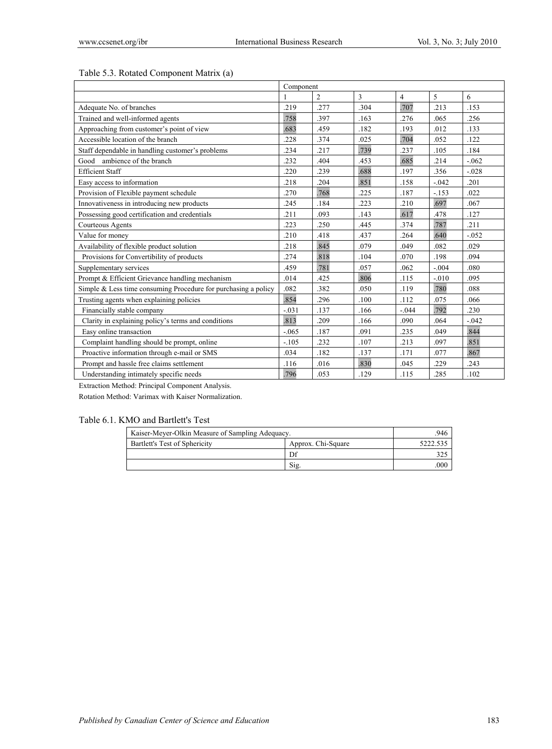Table 5.3. Rotated Component Matrix (a)

| | Component | | | | | |
|---|---|---|---|---|---|---|
| | 1 | 2 | 3 | 4 | 5 | 6 |
| Adequate No. of branches | .219 | .277 | .304 | .707 | .213 | .153 |
| Trained and well-informed agents | .758 | .397 | .163 | .276 | .065 | .256 |
| Approaching from customer's point of view | .683 | .459 | .182 | .193 | .012 | .133 |
| Accessible location of the branch | .228 | .374 | .025 | .704 | .052 | .122 |
| Staff dependable in handling customer's problems | .234 | .217 | .739 | .237 | .105 | .184 |
| Good ambience of the branch | .232 | .404 | .453 | .685 | .214 | -.062 |
| Efficient Staff | .220 | .239 | .688 | .197 | .356 | -.028 |
| Easy access to information | .218 | .204 | .851 | .158 | -.042 | .201 |
| Provision of Flexible payment schedule | .270 | .768 | .225 | .187 | -.153 | .022 |
| Innovativeness in introducing new products | .245 | .184 | .223 | .210 | .697 | .067 |
| Possessing good certification and credentials | .211 | .093 | .143 | .617 | .478 | .127 |
| Courteous Agents | .223 | .250 | .445 | .374 | .787 | .211 |
| Value for money | .210 | .418 | .437 | .264 | .640 | -.052 |
| Availability of flexible product solution | .218 | .845 | .079 | .049 | .082 | .029 |
| Provisions for Convertibility of products | .274 | .818 | .104 | .070 | .198 | .094 |
| Supplementary services | .459 | .781 | .057 | .062 | -.004 | .080 |
| Prompt & Efficient Grievance handling mechanism | .014 | .425 | .806 | .115 | -.010 | .095 |
| Simple & Less time consuming Procedure for purchasing a policy | .082 | .382 | .050 | .119 | .780 | .088 |
| Trusting agents when explaining policies | .854 | .296 | .100 | .112 | .075 | .066 |
| Financially stable company | -.031 | .137 | .166 | -.044 | .792 | .230 |
| Clarity in explaining policy's terms and conditions | .813 | .209 | .166 | .090 | .064 | -.042 |
| Easy online transaction | -.065 | .187 | .091 | .235 | .049 | .844 |
| Complaint handling should be prompt, online | -.105 | .232 | .107 | .213 | .097 | .851 |
| Proactive information through e-mail or SMS | .034 | .182 | .137 | .171 | .077 | .867 |
| Prompt and hassle free claims settlement | .116 | .016 | .830 | .045 | .229 | .243 |
| Understanding intimately specific needs | .796 | .053 | .129 | .115 | .285 | .102 |

Extraction Method: Principal Component Analysis.

Rotation Method: Varimax with Kaiser Normalization.

Table 6.1. KMO and Bartlett's Test

| Kaiser-Meyer-Olkin Measure of Sampling Adequacy. | | .946 |
|---|---|---|
| Bartlett's Test of Sphericity | Approx. Chi-Square | 5222.535 |
| | Df | 325 |
| | Sig. | .000 |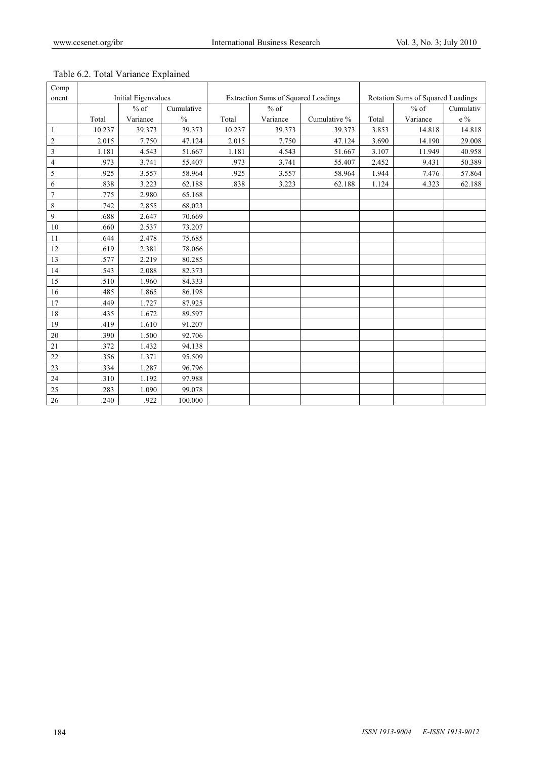Table 6.2. Total Variance Explained

| Component | Initial Eigenvalues | | | Extraction Sums of Squared Loadings | | | Rotation Sums of Squared Loadings | | |
|---|---|---|---|---|---|---|---|---|---|
| | Total | % of Variance | Cumulative % | Total | % of Variance | Cumulative % | Total | % of Variance | Cumulative % |
| 1 | 10.237 | 39.373 | 39.373 | 10.237 | 39.373 | 39.373 | 3.853 | 14.818 | 14.818 |
| 2 | 2.015 | 7.750 | 47.124 | 2.015 | 7.750 | 47.124 | 3.690 | 14.190 | 29.008 |
| 3 | 1.181 | 4.543 | 51.667 | 1.181 | 4.543 | 51.667 | 3.107 | 11.949 | 40.958 |
| 4 | .973 | 3.741 | 55.407 | .973 | 3.741 | 55.407 | 2.452 | 9.431 | 50.389 |
| 5 | .925 | 3.557 | 58.964 | .925 | 3.557 | 58.964 | 1.944 | 7.476 | 57.864 |
| 6 | .838 | 3.223 | 62.188 | .838 | 3.223 | 62.188 | 1.124 | 4.323 | 62.188 |
| 7 | .775 | 2.980 | 65.168 | | | | | | |
| 8 | .742 | 2.855 | 68.023 | | | | | | |
| 9 | .688 | 2.647 | 70.669 | | | | | | |
| 10 | .660 | 2.537 | 73.207 | | | | | | |
| 11 | .644 | 2.478 | 75.685 | | | | | | |
| 12 | .619 | 2.381 | 78.066 | | | | | | |
| 13 | .577 | 2.219 | 80.285 | | | | | | |
| 14 | .543 | 2.088 | 82.373 | | | | | | |
| 15 | .510 | 1.960 | 84.333 | | | | | | |
| 16 | .485 | 1.865 | 86.198 | | | | | | |
| 17 | .449 | 1.727 | 87.925 | | | | | | |
| 18 | .435 | 1.672 | 89.597 | | | | | | |
| 19 | .419 | 1.610 | 91.207 | | | | | | |
| 20 | .390 | 1.500 | 92.706 | | | | | | |
| 21 | .372 | 1.432 | 94.138 | | | | | | |
| 22 | .356 | 1.371 | 95.509 | | | | | | |
| 23 | .334 | 1.287 | 96.796 | | | | | | |
| 24 | .310 | 1.192 | 97.988 | | | | | | |
| 25 | .283 | 1.090 | 99.078 | | | | | | |
| 26 | .240 | .922 | 100.000 | | | | | | |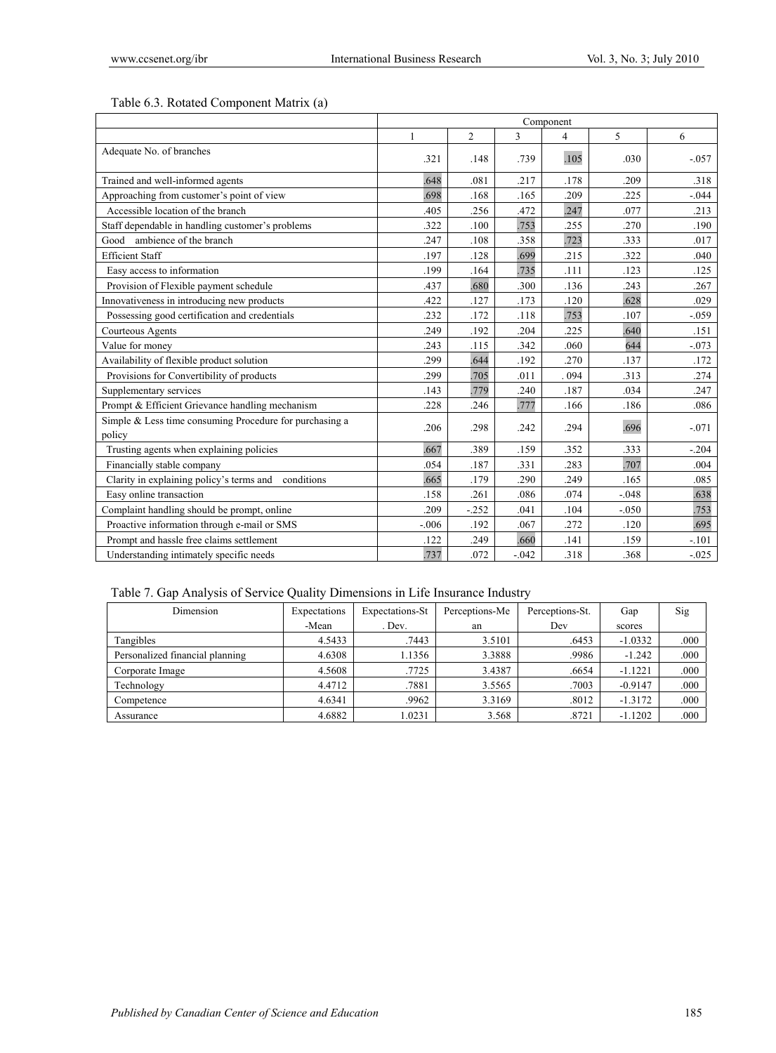Table 6.3. Rotated Component Matrix (a)

| | Component | | | | | |
|---|---|---|---|---|---|---|
| | 1 | 2 | 3 | 4 | 5 | 6 |
| Adequate No. of branches | .321 | .148 | .739 | .105 | .030 | -.057 |
| Trained and well-informed agents | .648 | .081 | .217 | .178 | .209 | .318 |
| Approaching from customer's point of view | .698 | .168 | .165 | .209 | .225 | -.044 |
| Accessible location of the branch | .405 | .256 | .472 | .247 | .077 | .213 |
| Staff dependable in handling customer's problems | .322 | .100 | .753 | .255 | .270 | .190 |
| Good ambience of the branch | .247 | .108 | .358 | .723 | .333 | .017 |
| Efficient Staff | .197 | .128 | .699 | .215 | .322 | .040 |
| Easy access to information | .199 | .164 | .735 | .111 | .123 | .125 |
| Provision of Flexible payment schedule | .437 | .680 | .300 | .136 | .243 | .267 |
| Innovativeness in introducing new products | .422 | .127 | .173 | .120 | .628 | .029 |
| Possessing good certification and credentials | .232 | .172 | .118 | .753 | .107 | -.059 |
| Courteous Agents | .249 | .192 | .204 | .225 | .640 | .151 |
| Value for money | .243 | .115 | .342 | .060 | 644 | -.073 |
| Availability of flexible product solution | .299 | .644 | .192 | .270 | .137 | .172 |
| Provisions for Convertibility of products | .299 | .705 | .011 | . 094 | .313 | .274 |
| Supplementary services | .143 | .779 | .240 | .187 | .034 | .247 |
| Prompt & Efficient Grievance handling mechanism | .228 | .246 | .777 | .166 | .186 | .086 |
| Simple & Less time consuming Procedure for purchasing a policy | .206 | .298 | .242 | .294 | .696 | -.071 |
| Trusting agents when explaining policies | .667 | .389 | .159 | .352 | .333 | -.204 |
| Financially stable company | .054 | .187 | .331 | .283 | .707 | .004 |
| Clarity in explaining policy's terms and conditions | .665 | .179 | .290 | .249 | .165 | .085 |
| Easy online transaction | .158 | .261 | .086 | .074 | -.048 | .638 |
| Complaint handling should be prompt, online | .209 | -.252 | .041 | .104 | -.050 | .753 |
| Proactive information through e-mail or SMS | -.006 | .192 | .067 | .272 | .120 | .695 |
| Prompt and hassle free claims settlement | .122 | .249 | .660 | .141 | .159 | -.101 |
| Understanding intimately specific needs | .737 | .072 | -.042 | .318 | .368 | -.025 |

Table 7. Gap Analysis of Service Quality Dimensions in Life Insurance Industry

| Dimension | Expectations-Mean | Expectations-St. Dev. | Perceptions-Mean | Perceptions-St. Dev | Gap scores | Sig |
|---|---|---|---|---|---|---|
| Tangibles | 4.5433 | .7443 | 3.5101 | .6453 | -1.0332 | .000 |
| Personalized financial planning | 4.6308 | 1.1356 | 3.3888 | .9986 | -1.242 | .000 |
| Corporate Image | 4.5608 | .7725 | 3.4387 | .6654 | -1.1221 | .000 |
| Technology | 4.4712 | .7881 | 3.5565 | .7003 | -0.9147 | .000 |
| Competence | 4.6341 | .9962 | 3.3169 | .8012 | -1.3172 | .000 |
| Assurance | 4.6882 | 1.0231 | 3.568 | .8721 | -1.1202 | .000 |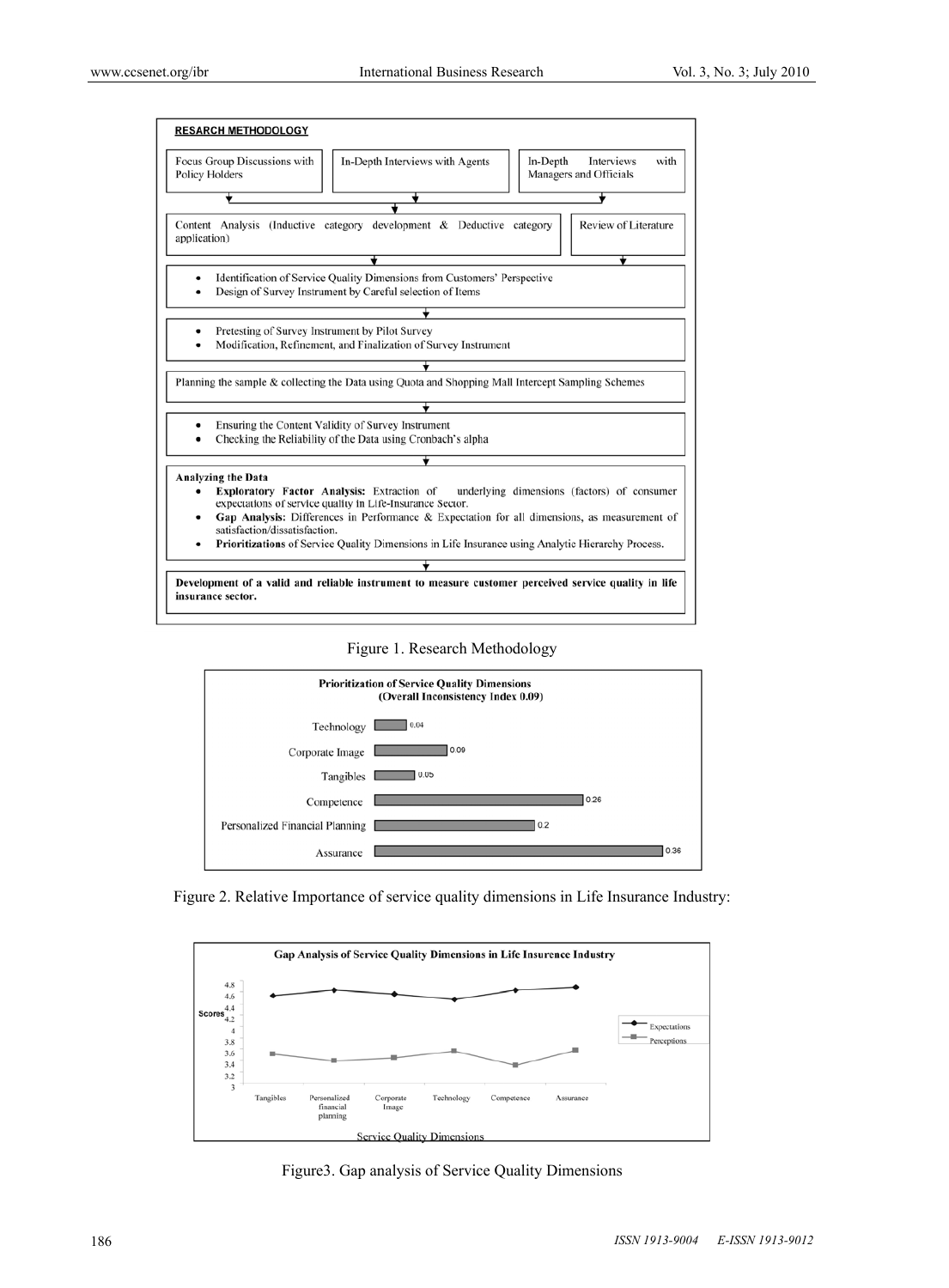**RESEARCH METHODOLOGY**

Focus Group Discussions with Policy Holders

In-Depth Interviews with Agents

In-Depth Interviews with Managers and Officials

Content Analysis (Inductive category development & Deductive category application)

Review of Literature

- Identification of Service Quality Dimensions from Customers' Perspective
- Design of Survey Instrument by Careful selection of Items

- Pretesting of Survey Instrument by Pilot Survey
- Modification, Refinement, and Finalization of Survey Instrument

Planning the sample & collecting the Data using Quota and Shopping Mall Intercept Sampling Schemes

- Ensuring the Content Validity of Survey Instrument
- Checking the Reliability of the Data using Cronbach's alpha

**Analyzing the Data**

- **Exploratory Factor Analysis:** Extraction of underlying dimensions (factors) of consumer expectations of service quality in Life-Insurance Sector.
- **Gap Analysis:** Differences in Performance & Expectation for all dimensions, as measurement of satisfaction/dissatisfaction.
- **Prioritizations** of Service Quality Dimensions in Life Insurance using Analytic Hierarchy Process.

**Development of a valid and reliable instrument to measure customer perceived service quality in life insurance sector.**

Figure 1. Research Methodology

**Prioritization of Service Quality Dimensions (Overall Inconsistency Index 0.09)**

Technology 0.04
Corporate Image 0.09
Tangibles 0.05
Competence 0.26
Personalized Financial Planning 0.2
Assurance 0.36

Figure 2. Relative Importance of service quality dimensions in Life Insurance Industry:

**Gap Analysis of Service Quality Dimensions in Life Insurence Industry**

Scores
4.8
4.6
4.4
4.2
4
3.8
3.6
3.4
3.2
3

Tangibles
Personalized financial planning
Corporate Image
Technology
Competence
Assurance

Service Quality Dimensions

Expectations
Perceptions

Figure3. Gap analysis of Service Quality Dimensions